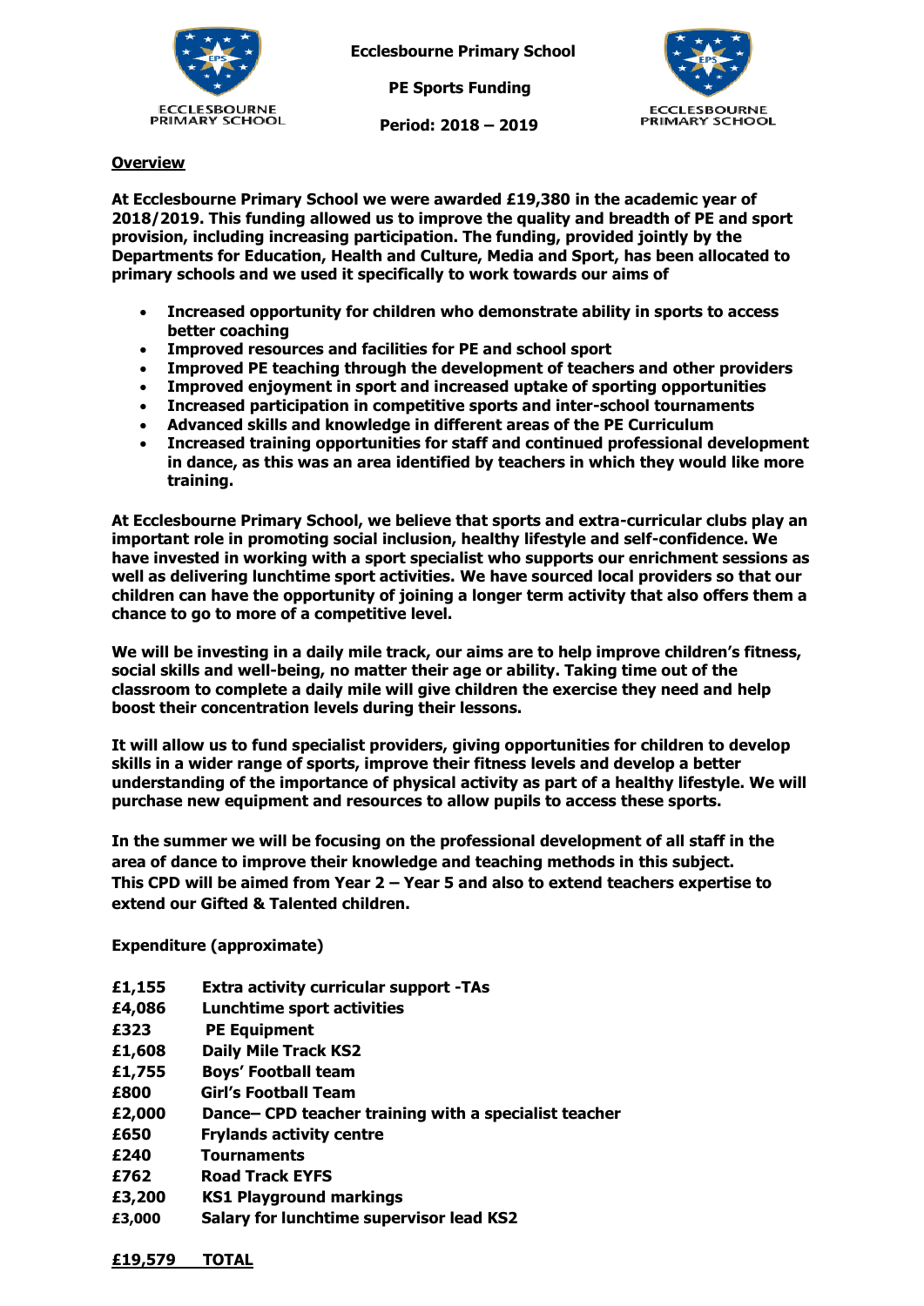**Ecclesbourne Primary School**

**PE Sports Funding**

**Period: 2018 – 2019**

## Overview

**At Ecclesbourne Primary School we were awarded £19,380 in the academic year of 2018/2019. This funding allowed us to improve the quality and breadth of PE and sport provision, including increasing participation. The funding, provided jointly by the Departments for Education, Health and Culture, Media and Sport, has been allocated to primary schools and we used it specifically to work towards our aims of**

- **Increased opportunity for children who demonstrate ability in sports to access better coaching**
- **Improved resources and facilities for PE and school sport**
- **Improved PE teaching through the development of teachers and other providers**
- **Improved enjoyment in sport and increased uptake of sporting opportunities**
- **Increased participation in competitive sports and inter-school tournaments**
- **Advanced skills and knowledge in different areas of the PE Curriculum**
- **Increased training opportunities for staff and continued professional development in dance, as this was an area identified by teachers in which they would like more training.**

**At Ecclesbourne Primary School, we believe that sports and extra-curricular clubs play an important role in promoting social inclusion, healthy lifestyle and self-confidence. We have invested in working with a sport specialist who supports our enrichment sessions as well as delivering lunchtime sport activities. We have sourced local providers so that our children can have the opportunity of joining a longer term activity that also offers them a chance to go to more of a competitive level.**

**We will be investing in a daily mile track, our aims are to help improve children's fitness, social skills and well-being, no matter their age or ability. Taking time out of the classroom to complete a daily mile will give children the exercise they need and help boost their concentration levels during their lessons.**

**It will allow us to fund specialist providers, giving opportunities for children to develop skills in a wider range of sports, improve their fitness levels and develop a better understanding of the importance of physical activity as part of a healthy lifestyle. We will purchase new equipment and resources to allow pupils to access these sports.**

**In the summer we will be focusing on the professional development of all staff in the area of dance to improve their knowledge and teaching methods in this subject. This CPD will be aimed from Year 2 – Year 5 and also to extend teachers expertise to extend our Gifted & Talented children.**

**Expenditure (approximate)**

| | |
|---|---|
| **£1,155** | **Extra activity curricular support -TAs** |
| **£4,086** | **Lunchtime sport activities** |
| **£323** | **PE Equipment** |
| **£1,608** | **Daily Mile Track KS2** |
| **£1,755** | **Boys' Football team** |
| **£800** | **Girl's Football Team** |
| **£2,000** | **Dance– CPD teacher training with a specialist teacher** |
| **£650** | **Frylands activity centre** |
| **£240** | **Tournaments** |
| **£762** | **Road Track EYFS** |
| **£3,200** | **KS1 Playground markings** |
| **£3,000** | **Salary for lunchtime supervisor lead KS2** |

**£19,579 TOTAL**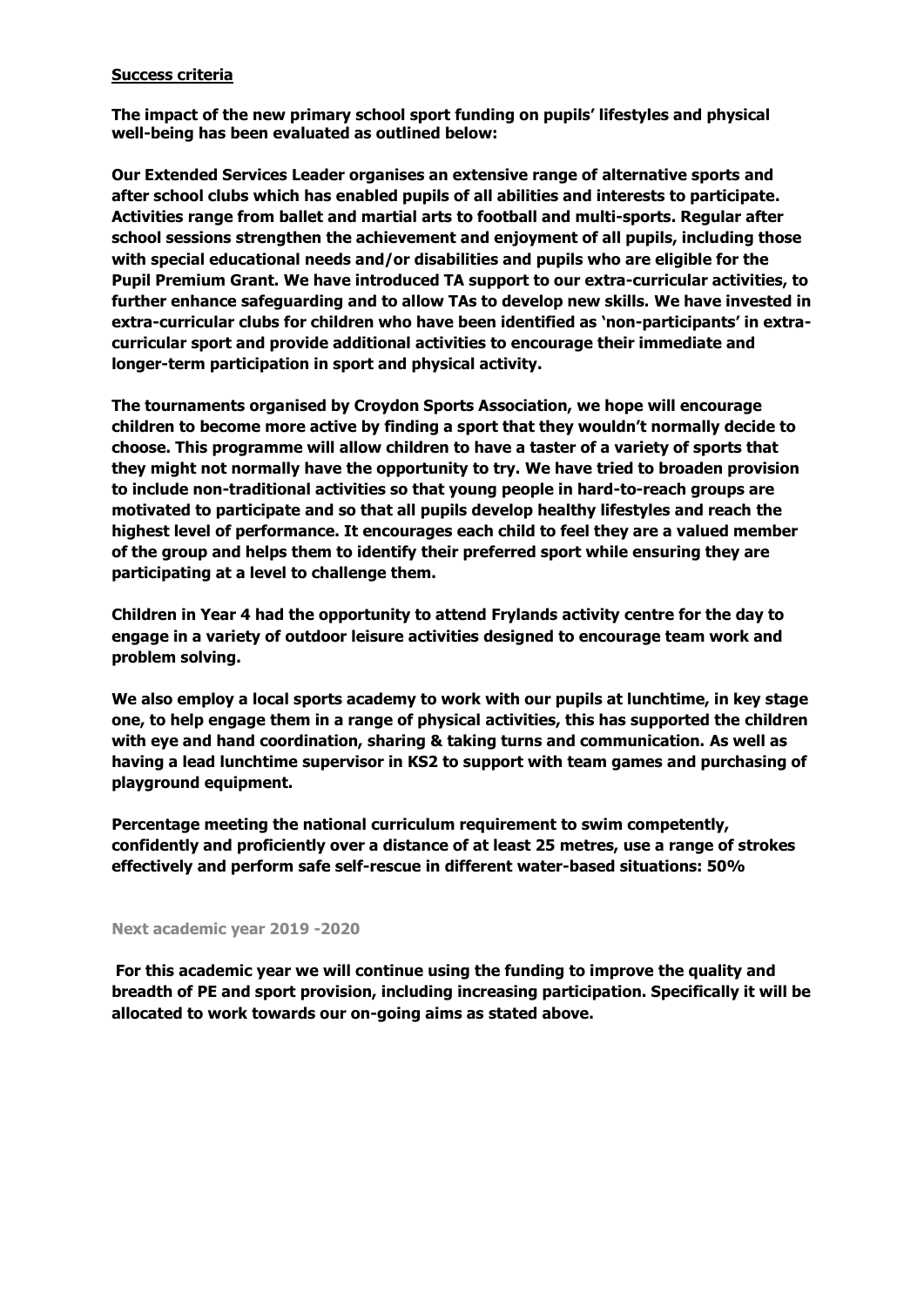**Success criteria**

**The impact of the new primary school sport funding on pupils' lifestyles and physical well-being has been evaluated as outlined below:**

**Our Extended Services Leader organises an extensive range of alternative sports and after school clubs which has enabled pupils of all abilities and interests to participate. Activities range from ballet and martial arts to football and multi-sports. Regular after school sessions strengthen the achievement and enjoyment of all pupils, including those with special educational needs and/or disabilities and pupils who are eligible for the Pupil Premium Grant. We have introduced TA support to our extra-curricular activities, to further enhance safeguarding and to allow TAs to develop new skills. We have invested in extra-curricular clubs for children who have been identified as 'non-participants' in extra-curricular sport and provide additional activities to encourage their immediate and longer-term participation in sport and physical activity.**

**The tournaments organised by Croydon Sports Association, we hope will encourage children to become more active by finding a sport that they wouldn't normally decide to choose. This programme will allow children to have a taster of a variety of sports that they might not normally have the opportunity to try. We have tried to broaden provision to include non-traditional activities so that young people in hard-to-reach groups are motivated to participate and so that all pupils develop healthy lifestyles and reach the highest level of performance. It encourages each child to feel they are a valued member of the group and helps them to identify their preferred sport while ensuring they are participating at a level to challenge them.**

**Children in Year 4 had the opportunity to attend Frylands activity centre for the day to engage in a variety of outdoor leisure activities designed to encourage team work and problem solving.**

**We also employ a local sports academy to work with our pupils at lunchtime, in key stage one, to help engage them in a range of physical activities, this has supported the children with eye and hand coordination, sharing & taking turns and communication. As well as having a lead lunchtime supervisor in KS2 to support with team games and purchasing of playground equipment.**

**Percentage meeting the national curriculum requirement to swim competently, confidently and proficiently over a distance of at least 25 metres, use a range of strokes effectively and perform safe self-rescue in different water-based situations: 50%**

**Next academic year 2019 -2020**

**For this academic year we will continue using the funding to improve the quality and breadth of PE and sport provision, including increasing participation. Specifically it will be allocated to work towards our on-going aims as stated above.**